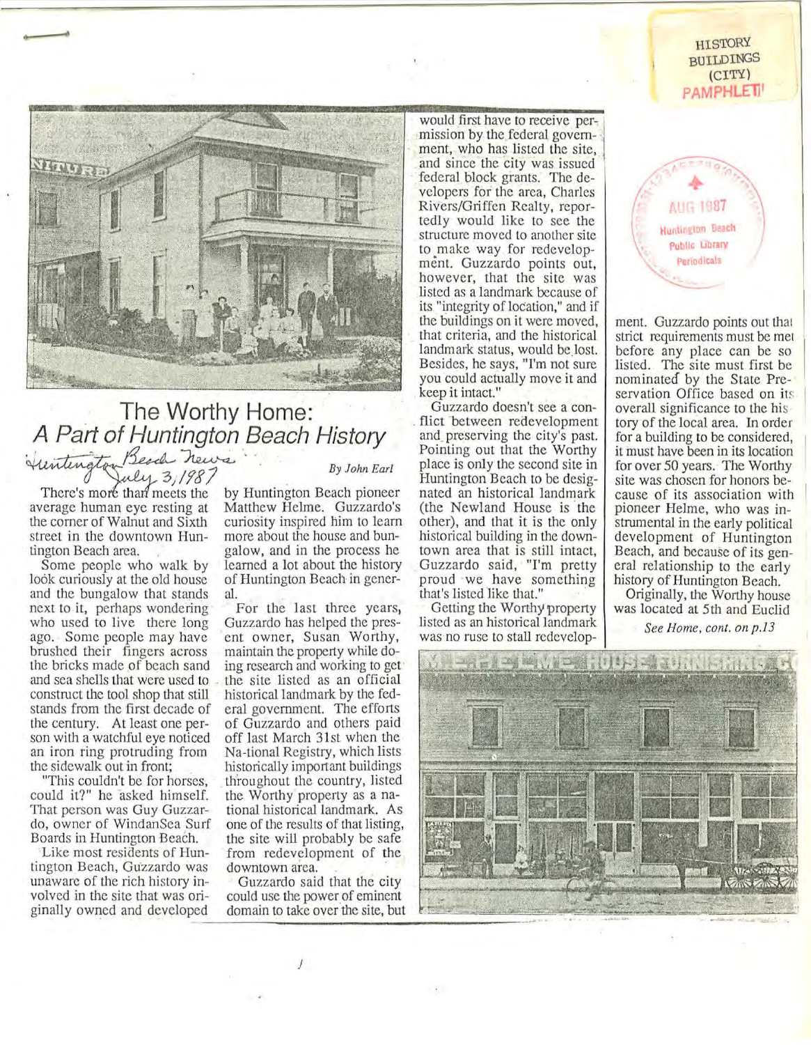HISTORY
BUILDINGS
(CITY)
PAMPHLET

AUG 1987
Huntington Beach
Public Library
Periodicals

# The Worthy Home: *A Part of Huntington Beach History*

Huntington Beach News
July 3, 1987

*By John Earl*

There's more than meets the average human eye resting at the corner of Walnut and Sixth street in the downtown Huntington Beach area.

Some people who walk by look curiously at the old house and the bungalow that stands next to it, perhaps wondering who used to live there long ago. Some people may have brushed their fingers across the bricks made of beach sand and sea shells that were used to construct the tool shop that still stands from the first decade of the century. At least one person with a watchful eye noticed an iron ring protruding from the sidewalk out in front;

"This couldn't be for horses, could it?" he asked himself. That person was Guy Guzzardo, owner of WindanSea Surf Boards in Huntington Beach.

Like most residents of Huntington Beach, Guzzardo was unaware of the rich history involved in the site that was originally owned and developed by Huntington Beach pioneer Matthew Helme. Guzzardo's curiosity inspired him to learn more about the house and bungalow, and in the process he learned a lot about the history of Huntington Beach in general.

For the last three years, Guzzardo has helped the present owner, Susan Worthy, maintain the property while doing research and working to get the site listed as an official historical landmark by the federal government. The efforts of Guzzardo and others paid off last March 31st when the Na-tional Registry, which lists historically important buildings throughout the country, listed the Worthy property as a national historical landmark. As one of the results of that listing, the site will probably be safe from redevelopment of the downtown area.

Guzzardo said that the city could use the power of eminent domain to take over the site, but would first have to receive permission by the federal government, who has listed the site, and since the city was issued federal block grants. The developers for the area, Charles Rivers/Griffen Realty, reportedly would like to see the structure moved to another site to make way for redevelopment. Guzzardo points out, however, that the site was listed as a landmark because of its "integrity of location," and if the buildings on it were moved, that criteria, and the historical landmark status, would be lost. Besides, he says, "I'm not sure you could actually move it and keep it intact."

Guzzardo doesn't see a conflict between redevelopment and preserving the city's past. Pointing out that the Worthy place is only the second site in Huntington Beach to be designated an historical landmark (the Newland House is the other), and that it is the only historical building in the downtown area that is still intact, Guzzardo said, "I'm pretty proud we have something that's listed like that."

Getting the Worthy property listed as an historical landmark was no ruse to stall redevelopment. Guzzardo points out that strict requirements must be met before any place can be so listed. The site must first be nominated by the State Preservation Office based on its overall significance to the history of the local area. In order for a building to be considered, it must have been in its location for over 50 years. The Worthy site was chosen for honors because of its association with pioneer Helme, who was instrumental in the early political development of Huntington Beach, and because of its general relationship to the early history of Huntington Beach.

Originally, the Worthy house was located at 5th and Euclid

*See Home, cont. on p.13*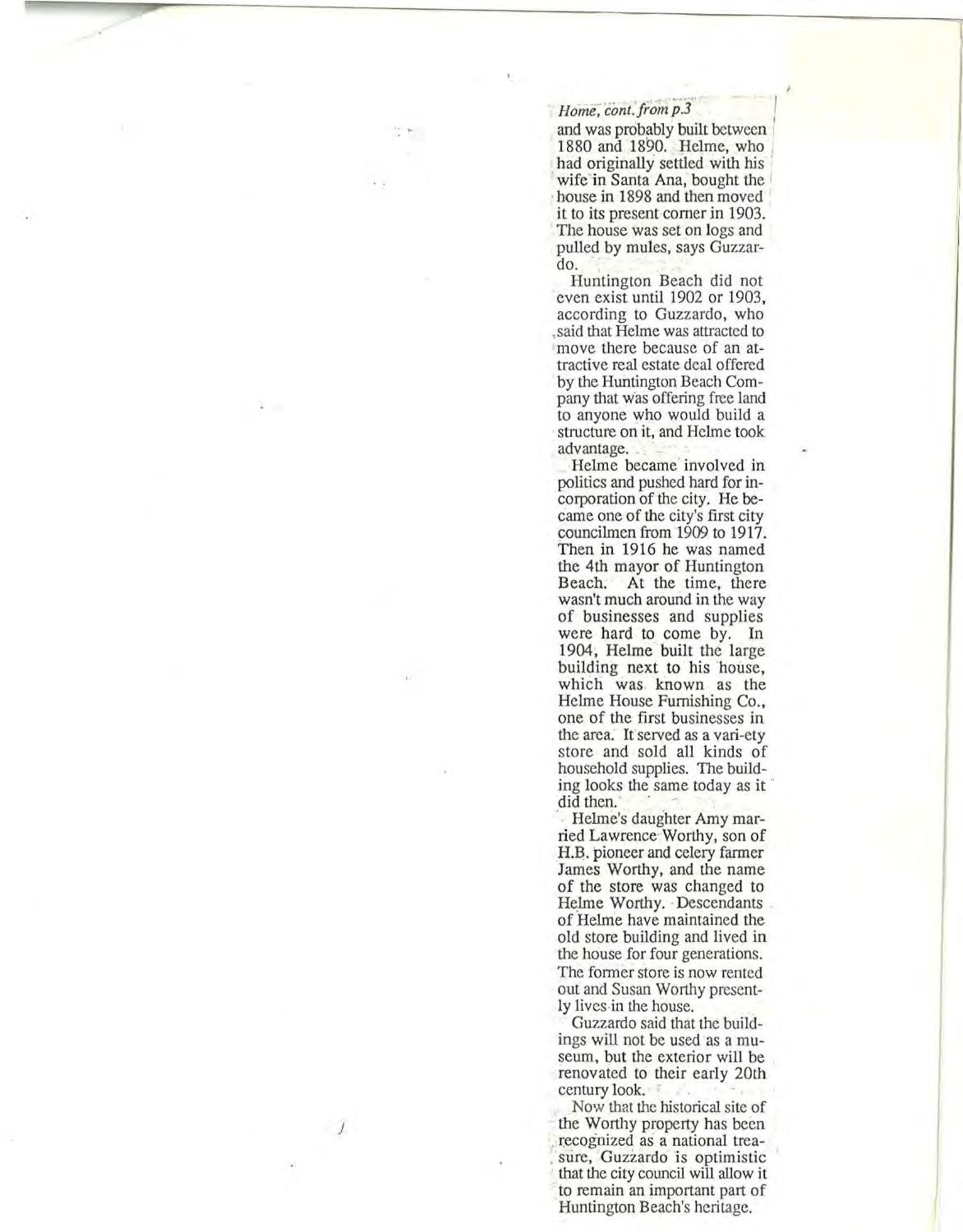*Home, cont. from p.3*

and was probably built between 1880 and 1890. Helme, who had originally settled with his wife in Santa Ana, bought the house in 1898 and then moved it to its present corner in 1903. The house was set on logs and pulled by mules, says Guzzardo.

Huntington Beach did not even exist until 1902 or 1903, according to Guzzardo, who said that Helme was attracted to move there because of an attractive real estate deal offered by the Huntington Beach Company that was offering free land to anyone who would build a structure on it, and Helme took advantage.

Helme became involved in politics and pushed hard for incorporation of the city. He became one of the city's first city councilmen from 1909 to 1917. Then in 1916 he was named the 4th mayor of Huntington Beach. At the time, there wasn't much around in the way of businesses and supplies were hard to come by. In 1904, Helme built the large building next to his house, which was known as the Helme House Furnishing Co., one of the first businesses in the area. It served as a vari-ety store and sold all kinds of household supplies. The building looks the same today as it did then.

Helme's daughter Amy married Lawrence Worthy, son of H.B. pioneer and celery farmer James Worthy, and the name of the store was changed to Helme Worthy. Descendants of Helme have maintained the old store building and lived in the house for four generations. The former store is now rented out and Susan Worthy presently lives in the house.

Guzzardo said that the buildings will not be used as a museum, but the exterior will be renovated to their early 20th century look.

Now that the historical site of the Worthy property has been recognized as a national treasure, Guzzardo is optimistic that the city council will allow it to remain an important part of Huntington Beach's heritage.